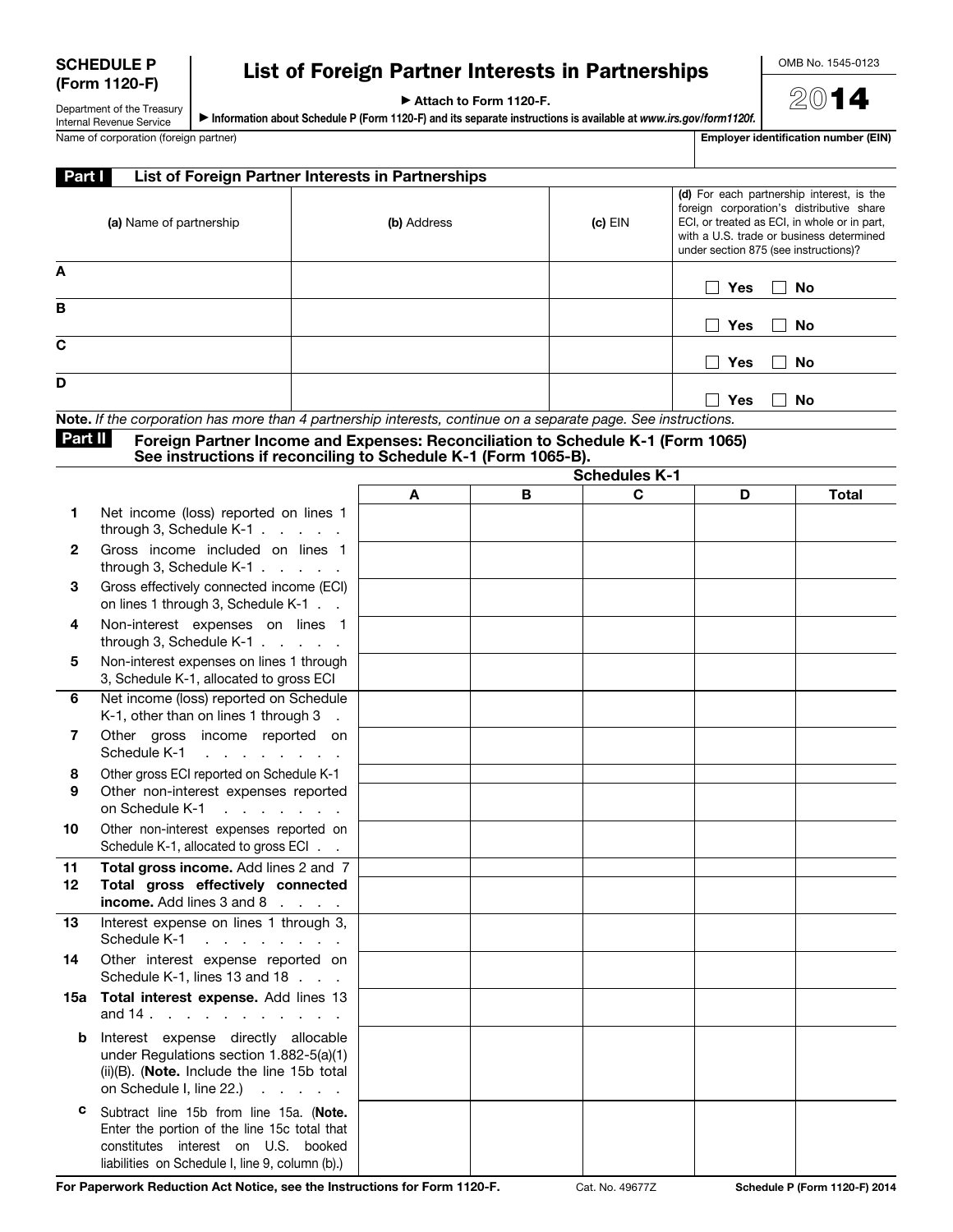**SCHEDULE P (Form 1120-F)**

Department of the Treasury
Internal Revenue Service

# List of Foreign Partner Interests in Partnerships

▶ Attach to Form 1120-F.

▶ Information about Schedule P (Form 1120-F) and its separate instructions is available at *www.irs.gov/form1120f.*

OMB No. 1545-0123

**2014**

Name of corporation (foreign partner) | **Employer identification number (EIN)**

## Part I List of Foreign Partner Interests in Partnerships

| | (a) Name of partnership | (b) Address | (c) EIN | (d) For each partnership interest, is the foreign corporation's distributive share ECI, or treated as ECI, in whole or in part, with a U.S. trade or business determined under section 875 (see instructions)? |
|---|---|---|---|---|
| A | | | | ☐ Yes ☐ No |
| B | | | | ☐ Yes ☐ No |
| C | | | | ☐ Yes ☐ No |
| D | | | | ☐ Yes ☐ No |

**Note.** *If the corporation has more than 4 partnership interests, continue on a separate page. See instructions.*

## Part II Foreign Partner Income and Expenses: Reconciliation to Schedule K-1 (Form 1065) See instructions if reconciling to Schedule K-1 (Form 1065-B).

| | | Schedules K-1 | | | | |
|---|---|---|---|---|---|---|
| | | A | B | C | D | Total |
| 1 | Net income (loss) reported on lines 1 through 3, Schedule K-1 | | | | | |
| 2 | Gross income included on lines 1 through 3, Schedule K-1 | | | | | |
| 3 | Gross effectively connected income (ECI) on lines 1 through 3, Schedule K-1 | | | | | |
| 4 | Non-interest expenses on lines 1 through 3, Schedule K-1 | | | | | |
| 5 | Non-interest expenses on lines 1 through 3, Schedule K-1, allocated to gross ECI | | | | | |
| 6 | Net income (loss) reported on Schedule K-1, other than on lines 1 through 3 | | | | | |
| 7 | Other gross income reported on Schedule K-1 | | | | | |
| 8 | Other gross ECI reported on Schedule K-1 | | | | | |
| 9 | Other non-interest expenses reported on Schedule K-1 | | | | | |
| 10 | Other non-interest expenses reported on Schedule K-1, allocated to gross ECI | | | | | |
| 11 | **Total gross income.** Add lines 2 and 7 | | | | | |
| 12 | **Total gross effectively connected income.** Add lines 3 and 8 | | | | | |
| 13 | Interest expense on lines 1 through 3, Schedule K-1 | | | | | |
| 14 | Other interest expense reported on Schedule K-1, lines 13 and 18 | | | | | |
| 15a | **Total interest expense.** Add lines 13 and 14 | | | | | |
| b | Interest expense directly allocable under Regulations section 1.882-5(a)(1)(ii)(B). (**Note.** Include the line 15b total on Schedule I, line 22.) | | | | | |
| c | Subtract line 15b from line 15a. (**Note.** Enter the portion of the line 15c total that constitutes interest on U.S. booked liabilities on Schedule I, line 9, column (b).) | | | | | |

**For Paperwork Reduction Act Notice, see the Instructions for Form 1120-F.** Cat. No. 49677Z **Schedule P (Form 1120-F) 2014**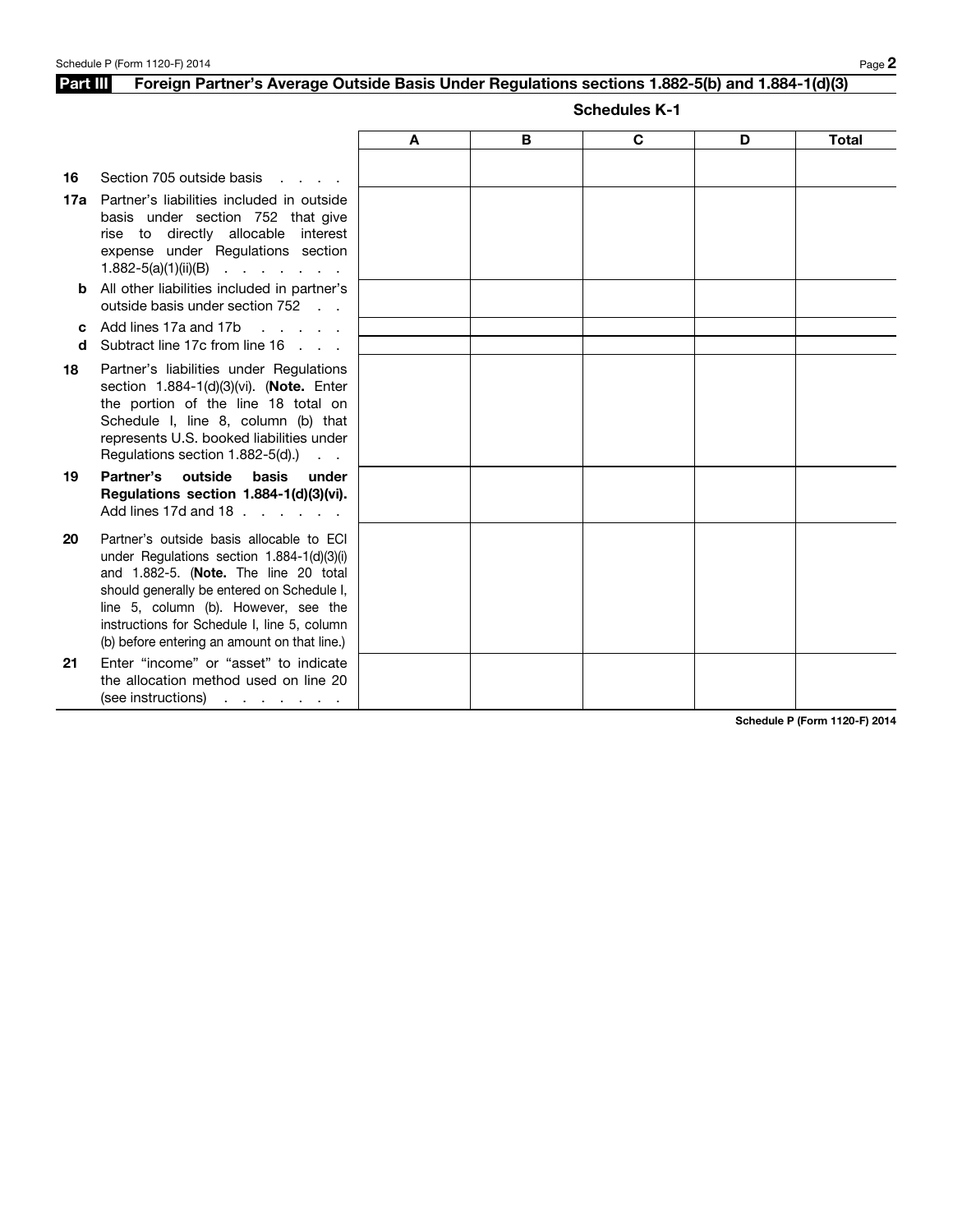## Part III Foreign Partner's Average Outside Basis Under Regulations sections 1.882-5(b) and 1.884-1(d)(3)

| | | Schedules K-1 | | | | |
|---|---|---|---|---|---|---|
| | | A | B | C | D | Total |
| 16 | Section 705 outside basis | | | | | |
| 17a | Partner's liabilities included in outside basis under section 752 that give rise to directly allocable interest expense under Regulations section 1.882-5(a)(1)(ii)(B) | | | | | |
| b | All other liabilities included in partner's outside basis under section 752 | | | | | |
| c | Add lines 17a and 17b | | | | | |
| d | Subtract line 17c from line 16 | | | | | |
| 18 | Partner's liabilities under Regulations section 1.884-1(d)(3)(vi). (**Note.** Enter the portion of the line 18 total on Schedule I, line 8, column (b) that represents U.S. booked liabilities under Regulations section 1.882-5(d).) | | | | | |
| 19 | **Partner's outside basis under Regulations section 1.884-1(d)(3)(vi).** Add lines 17d and 18 | | | | | |
| 20 | Partner's outside basis allocable to ECI under Regulations section 1.884-1(d)(3)(i) and 1.882-5. (**Note.** The line 20 total should generally be entered on Schedule I, line 5, column (b). However, see the instructions for Schedule I, line 5, column (b) before entering an amount on that line.) | | | | | |
| 21 | Enter "income" or "asset" to indicate the allocation method used on line 20 (see instructions) | | | | | |